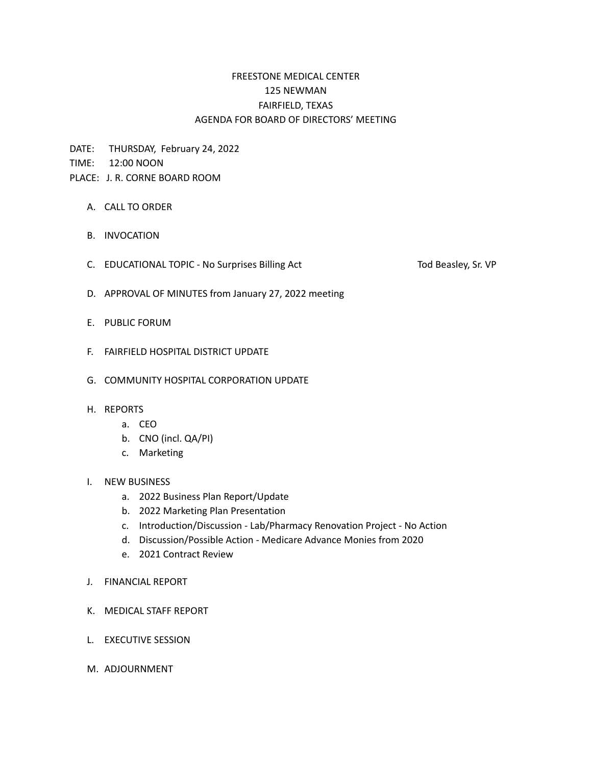# FREESTONE MEDICAL CENTER
## 125 NEWMAN
## FAIRFIELD, TEXAS
## AGENDA FOR BOARD OF DIRECTORS' MEETING

DATE: THURSDAY, February 24, 2022
TIME: 12:00 NOON
PLACE: J. R. CORNE BOARD ROOM

A. CALL TO ORDER

B. INVOCATION

C. EDUCATIONAL TOPIC - No Surprises Billing Act — Tod Beasley, Sr. VP

D. APPROVAL OF MINUTES from January 27, 2022 meeting

E. PUBLIC FORUM

F. FAIRFIELD HOSPITAL DISTRICT UPDATE

G. COMMUNITY HOSPITAL CORPORATION UPDATE

H. REPORTS
   a. CEO
   b. CNO (incl. QA/PI)
   c. Marketing

I. NEW BUSINESS
   a. 2022 Business Plan Report/Update
   b. 2022 Marketing Plan Presentation
   c. Introduction/Discussion - Lab/Pharmacy Renovation Project - No Action
   d. Discussion/Possible Action - Medicare Advance Monies from 2020
   e. 2021 Contract Review

J. FINANCIAL REPORT

K. MEDICAL STAFF REPORT

L. EXECUTIVE SESSION

M. ADJOURNMENT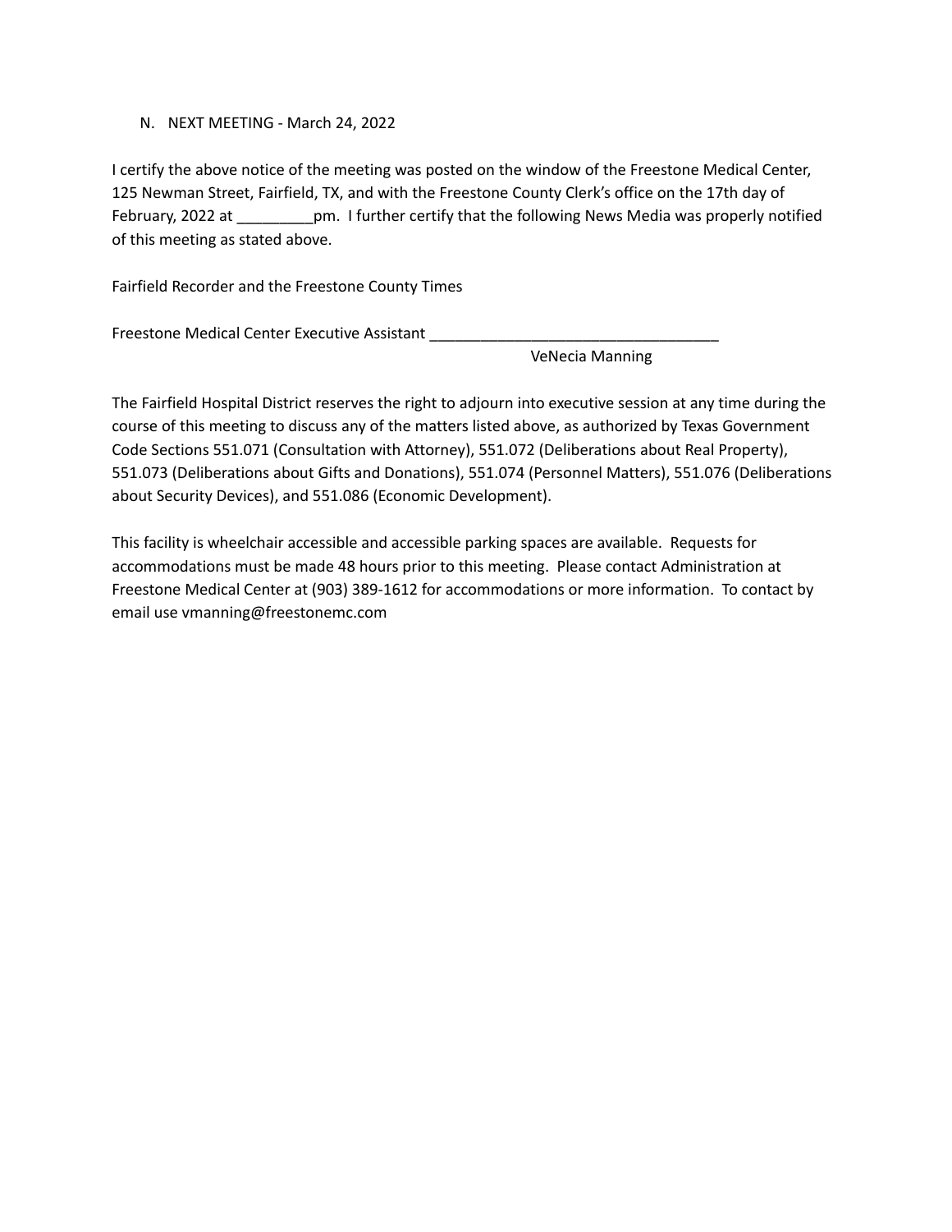N. NEXT MEETING - March 24, 2022

I certify the above notice of the meeting was posted on the window of the Freestone Medical Center, 125 Newman Street, Fairfield, TX, and with the Freestone County Clerk's office on the 17th day of February, 2022 at _________pm. I further certify that the following News Media was properly notified of this meeting as stated above.

Fairfield Recorder and the Freestone County Times

Freestone Medical Center Executive Assistant ___________________________________
VeNecia Manning

The Fairfield Hospital District reserves the right to adjourn into executive session at any time during the course of this meeting to discuss any of the matters listed above, as authorized by Texas Government Code Sections 551.071 (Consultation with Attorney), 551.072 (Deliberations about Real Property), 551.073 (Deliberations about Gifts and Donations), 551.074 (Personnel Matters), 551.076 (Deliberations about Security Devices), and 551.086 (Economic Development).

This facility is wheelchair accessible and accessible parking spaces are available. Requests for accommodations must be made 48 hours prior to this meeting. Please contact Administration at Freestone Medical Center at (903) 389-1612 for accommodations or more information. To contact by email use vmanning@freestonemc.com